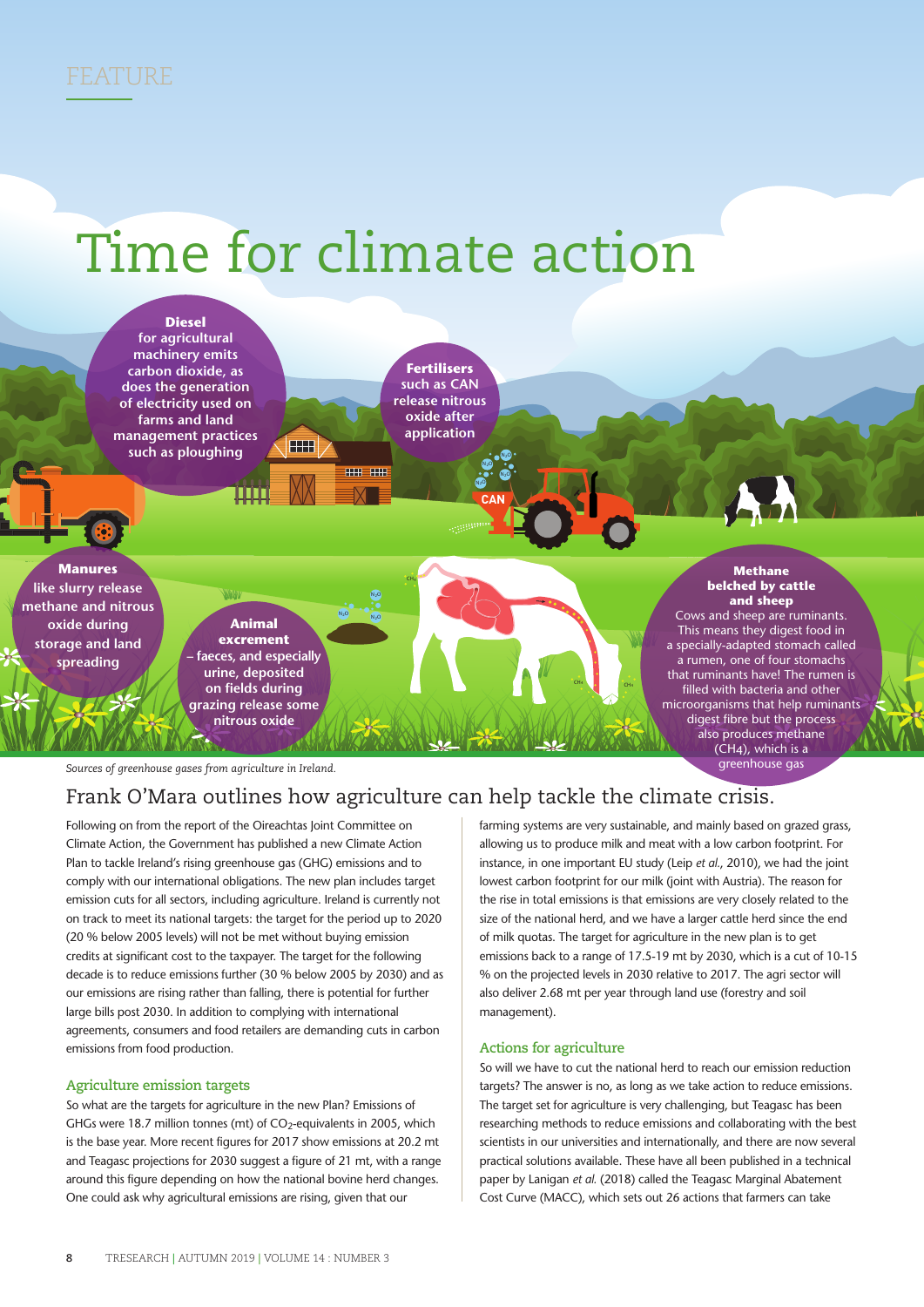FEATURE

# Time for climate action

**Diesel** for agricultural machinery emits carbon dioxide, as does the generation of electricity used on farms and land management practices such as ploughing

**Fertilisers** such as CAN release nitrous oxide after application

**Manures** like slurry release methane and nitrous oxide during storage and land spreading

**Animal excrement** – faeces, and especially urine, deposited on fields during grazing release some nitrous oxide

**Methane belched by cattle and sheep** Cows and sheep are ruminants. This means they digest food in a specially-adapted stomach called a rumen, one of four stomachs that ruminants have! The rumen is filled with bacteria and other microorganisms that help ruminants digest fibre but the process also produces methane ($CH_4$), which is a greenhouse gas

*Sources of greenhouse gases from agriculture in Ireland.*

## Frank O'Mara outlines how agriculture can help tackle the climate crisis.

Following on from the report of the Oireachtas Joint Committee on Climate Action, the Government has published a new Climate Action Plan to tackle Ireland's rising greenhouse gas (GHG) emissions and to comply with our international obligations. The new plan includes target emission cuts for all sectors, including agriculture. Ireland is currently not on track to meet its national targets: the target for the period up to 2020 (20 % below 2005 levels) will not be met without buying emission credits at significant cost to the taxpayer. The target for the following decade is to reduce emissions further (30 % below 2005 by 2030) and as our emissions are rising rather than falling, there is potential for further large bills post 2030. In addition to complying with international agreements, consumers and food retailers are demanding cuts in carbon emissions from food production.

### Agriculture emission targets

So what are the targets for agriculture in the new Plan? Emissions of GHGs were 18.7 million tonnes (mt) of $CO_2$-equivalents in 2005, which is the base year. More recent figures for 2017 show emissions at 20.2 mt and Teagasc projections for 2030 suggest a figure of 21 mt, with a range around this figure depending on how the national bovine herd changes. One could ask why agricultural emissions are rising, given that our farming systems are very sustainable, and mainly based on grazed grass, allowing us to produce milk and meat with a low carbon footprint. For instance, in one important EU study (Leip *et al.*, 2010), we had the joint lowest carbon footprint for our milk (joint with Austria). The reason for the rise in total emissions is that emissions are very closely related to the size of the national herd, and we have a larger cattle herd since the end of milk quotas. The target for agriculture in the new plan is to get emissions back to a range of 17.5-19 mt by 2030, which is a cut of 10-15 % on the projected levels in 2030 relative to 2017. The agri sector will also deliver 2.68 mt per year through land use (forestry and soil management).

### Actions for agriculture

So will we have to cut the national herd to reach our emission reduction targets? The answer is no, as long as we take action to reduce emissions. The target set for agriculture is very challenging, but Teagasc has been researching methods to reduce emissions and collaborating with the best scientists in our universities and internationally, and there are now several practical solutions available. These have all been published in a technical paper by Lanigan *et al.* (2018) called the Teagasc Marginal Abatement Cost Curve (MACC), which sets out 26 actions that farmers can take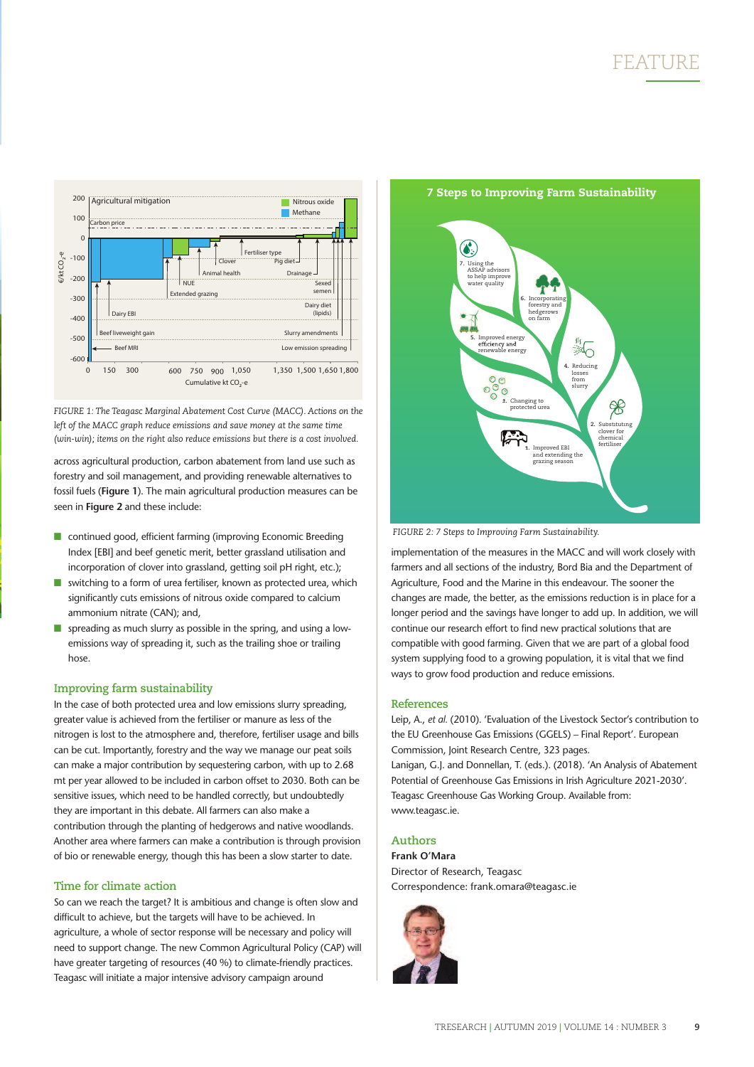Agricultural mitigation

Nitrous oxide

Methane

Carbon price

€/kt $CO_2$-e

200

100

0

-100

-200

-300

-400

-500

-600

0 150 300 600 750 900 1,050 1,350 1,500 1,650 1,800

Cumulative kt $CO_2$-e

Clover

Fertiliser type

Pig diet

Animal health

Drainage

NUE

Sexed semen

Extended grazing

Dairy diet (lipids)

Dairy EBI

Beef liveweight gain

Slurry amendments

Beef MRI

Low emission spreading

*FIGURE 1: The Teagasc Marginal Abatement Cost Curve (MACC). Actions on the left of the MACC graph reduce emissions and save money at the same time (win-win); items on the right also reduce emissions but there is a cost involved.*

across agricultural production, carbon abatement from land use such as forestry and soil management, and providing renewable alternatives to fossil fuels (**Figure 1**). The main agricultural production measures can be seen in **Figure 2** and these include:

- continued good, efficient farming (improving Economic Breeding Index [EBI] and beef genetic merit, better grassland utilisation and incorporation of clover into grassland, getting soil pH right, etc.);
- switching to a form of urea fertiliser, known as protected urea, which significantly cuts emissions of nitrous oxide compared to calcium ammonium nitrate (CAN); and,
- spreading as much slurry as possible in the spring, and using a low-emissions way of spreading it, such as the trailing shoe or trailing hose.

## Improving farm sustainability

In the case of both protected urea and low emissions slurry spreading, greater value is achieved from the fertiliser or manure as less of the nitrogen is lost to the atmosphere and, therefore, fertiliser usage and bills can be cut. Importantly, forestry and the way we manage our peat soils can make a major contribution by sequestering carbon, with up to 2.68 mt per year allowed to be included in carbon offset to 2030. Both can be sensitive issues, which need to be handled correctly, but undoubtedly they are important in this debate. All farmers can also make a contribution through the planting of hedgerows and native woodlands. Another area where farmers can make a contribution is through provision of bio or renewable energy, though this has been a slow starter to date.

## Time for climate action

So can we reach the target? It is ambitious and change is often slow and difficult to achieve, but the targets will have to be achieved. In agriculture, a whole of sector response will be necessary and policy will need to support change. The new Common Agricultural Policy (CAP) will have greater targeting of resources (40 %) to climate-friendly practices. Teagasc will initiate a major intensive advisory campaign around

**7 Steps to Improving Farm Sustainability**

7. Using the ASSAP advisors to help improve water quality

6. Incorporating forestry and hedgerows on farm

5. Improved energy efficiency and renewable energy

4. Reducing losses from slurry

3. Changing to protected urea

2. Substituting clover for chemical fertiliser

1. Improved EBI and extending the grazing season

*FIGURE 2: 7 Steps to Improving Farm Sustainability.*

implementation of the measures in the MACC and will work closely with farmers and all sections of the industry, Bord Bia and the Department of Agriculture, Food and the Marine in this endeavour. The sooner the changes are made, the better, as the emissions reduction is in place for a longer period and the savings have longer to add up. In addition, we will continue our research effort to find new practical solutions that are compatible with good farming. Given that we are part of a global food system supplying food to a growing population, it is vital that we find ways to grow food production and reduce emissions.

## References

Leip, A., *et al.* (2010). 'Evaluation of the Livestock Sector's contribution to the EU Greenhouse Gas Emissions (GGELS) – Final Report'. European Commission, Joint Research Centre, 323 pages.

Lanigan, G.J. and Donnellan, T. (eds.). (2018). 'An Analysis of Abatement Potential of Greenhouse Gas Emissions in Irish Agriculture 2021-2030'. Teagasc Greenhouse Gas Working Group. Available from: www.teagasc.ie.

## Authors

**Frank O'Mara**

Director of Research, Teagasc

Correspondence: frank.omara@teagasc.ie